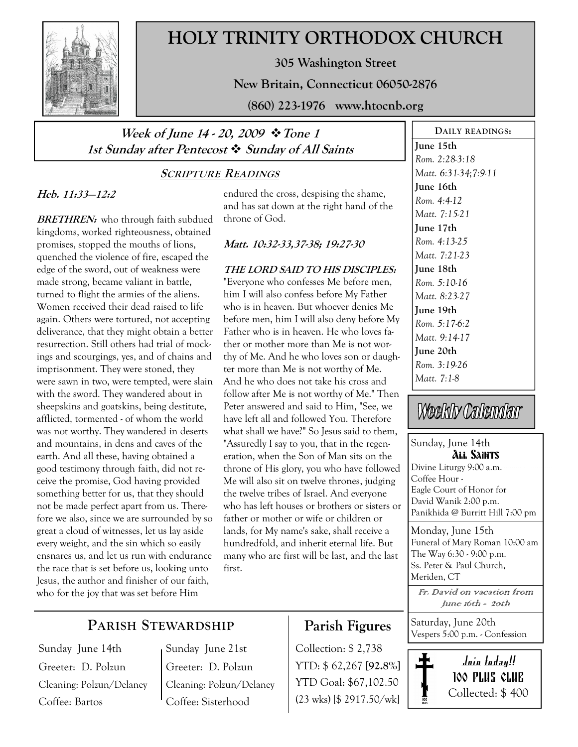# HOLY TRINITY ORTHODOX CHURCH

**305 Washington Street**

**New Britain, Connecticut 06050-2876**

**(860) 223-1976 www.htocnb.org**

## *Week of June 14 - 20, 2009 ❖ Tone 1*
## *1st Sunday after Pentecost ❖ Sunday of All Saints*

### SCRIPTURE READINGS

***Heb. 11:33—12:2***

***BRETHREN:*** who through faith subdued kingdoms, worked righteousness, obtained promises, stopped the mouths of lions, quenched the violence of fire, escaped the edge of the sword, out of weakness were made strong, became valiant in battle, turned to flight the armies of the aliens. Women received their dead raised to life again. Others were tortured, not accepting deliverance, that they might obtain a better resurrection. Still others had trial of mockings and scourgings, yes, and of chains and imprisonment. They were stoned, they were sawn in two, were tempted, were slain with the sword. They wandered about in sheepskins and goatskins, being destitute, afflicted, tormented - of whom the world was not worthy. They wandered in deserts and mountains, in dens and caves of the earth. And all these, having obtained a good testimony through faith, did not receive the promise, God having provided something better for us, that they should not be made perfect apart from us. Therefore we also, since we are surrounded by so great a cloud of witnesses, let us lay aside every weight, and the sin which so easily ensnares us, and let us run with endurance the race that is set before us, looking unto Jesus, the author and finisher of our faith, who for the joy that was set before Him endured the cross, despising the shame, and has sat down at the right hand of the throne of God.

***Matt. 10:32-33,37-38; 19:27-30***

***THE LORD SAID TO HIS DISCIPLES:*** "Everyone who confesses Me before men, him I will also confess before My Father who is in heaven. But whoever denies Me before men, him I will also deny before My Father who is in heaven. He who loves father or mother more than Me is not worthy of Me. And he who loves son or daughter more than Me is not worthy of Me. And he who does not take his cross and follow after Me is not worthy of Me." Then Peter answered and said to Him, "See, we have left all and followed You. Therefore what shall we have?" So Jesus said to them, "Assuredly I say to you, that in the regeneration, when the Son of Man sits on the throne of His glory, you who have followed Me will also sit on twelve thrones, judging the twelve tribes of Israel. And everyone who has left houses or brothers or sisters or father or mother or wife or children or lands, for My name's sake, shall receive a hundredfold, and inherit eternal life. But many who are first will be last, and the last first.

### DAILY READINGS:

**June 15th**
*Rom. 2:28-3:18*
*Matt. 6:31-34;7:9-11*

**June 16th**
*Rom. 4:4-12*
*Matt. 7:15-21*

**June 17th**
*Rom. 4:13-25*
*Matt. 7:21-23*

**June 18th**
*Rom. 5:10-16*
*Matt. 8:23-27*

**June 19th**
*Rom. 5:17-6:2*
*Matt. 9:14-17*

**June 20th**
*Rom. 3:19-26*
*Matt. 7:1-8*

### Weekly Calendar

Sunday, June 14th
**All Saints**
Divine Liturgy 9:00 a.m.
Coffee Hour -
Eagle Court of Honor for David Wanik 2:00 p.m.
Panikhida @ Burritt Hill 7:00 pm

Monday, June 15th
Funeral of Mary Roman 10:00 am
The Way 6:30 - 9:00 p.m.
Ss. Peter & Paul Church, Meriden, CT

*Fr. David on vacation from June 16th - 20th*

Saturday, June 20th
Vespers 5:00 p.m. - Confession

## PARISH STEWARDSHIP

| Sunday June 14th | Sunday June 21st |
|---|---|
| Greeter: D. Polzun | Greeter: D. Polzun |
| Cleaning: Polzun/Delaney | Cleaning: Polzun/Delaney |
| Coffee: Bartos | Coffee: Sisterhood |

## Parish Figures

Collection: $ 2,738
YTD: $ 62,267 **[92.8%]**
YTD Goal: $67,102.50
(23 wks) [$ 2917.50/wk]

***Join today!!***
**100 PLUS CLUB**
Collected: $ 400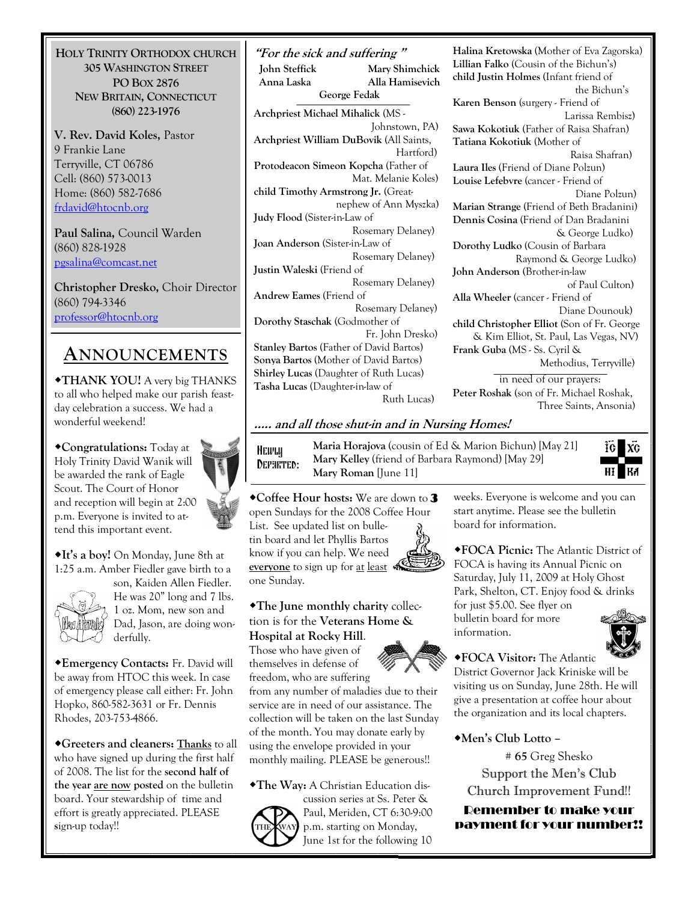**HOLY TRINITY ORTHODOX CHURCH**
**305 WASHINGTON STREET**
**PO BOX 2876**
**NEW BRITAIN, CONNECTICUT**
**(860) 223-1976**

**V. Rev. David Koles,** Pastor
9 Frankie Lane
Terryville, CT 06786
Cell: (860) 573-0013
Home: (860) 582-7686
frdavid@htocnb.org

**Paul Salina,** Council Warden
(860) 828-1928
pgsalina@comcast.net

**Christopher Dresko,** Choir Director
(860) 794-3346
professor@htocnb.org

# ANNOUNCEMENTS

◆**THANK YOU!** A very big THANKS to all who helped make our parish feast-day celebration a success. We had a wonderful weekend!

◆**Congratulations:** Today at Holy Trinity David Wanik will be awarded the rank of Eagle Scout. The Court of Honor and reception will begin at 2:00 p.m. Everyone is invited to attend this important event.

◆**It's a boy!** On Monday, June 8th at 1:25 a.m. Amber Fiedler gave birth to a son, Kaiden Allen Fiedler. He was 20" long and 7 lbs. 1 oz. Mom, new son and Dad, Jason, are doing wonderfully.

◆**Emergency Contacts:** Fr. David will be away from HTOC this week. In case of emergency please call either: Fr. John Hopko, 860-582-3631 or Fr. Dennis Rhodes, 203-753-4866.

◆**Greeters and cleaners:** Thanks to all who have signed up during the first half of 2008. The list for the **second half of the year are now posted** on the bulletin board. Your stewardship of time and effort is greatly appreciated. PLEASE sign-up today!!

*"For the sick and suffering"*

**John Steffick**
**Mary Shimchick**
**Anna Laska**
**Alla Hamisevich**
**George Fedak**
**Archpriest Michael Mihalick** (MS - Johnstown, PA)
**Archpriest William DuBovik** (All Saints, Hartford)
**Protodeacon Simeon Kopcha** (Father of Mat. Melanie Koles)
**child Timothy Armstrong Jr.** (Great-nephew of Ann Myszka)
**Judy Flood** (Sister-in-Law of Rosemary Delaney)
**Joan Anderson** (Sister-in-Law of Rosemary Delaney)
**Justin Waleski** (Friend of Rosemary Delaney)
**Andrew Eames** (Friend of Rosemary Delaney)
**Dorothy Staschak** (Godmother of Fr. John Dresko)
**Stanley Bartos** (Father of David Bartos)
**Sonya Bartos** (Mother of David Bartos)
**Shirley Lucas** (Daughter of Ruth Lucas)
**Tasha Lucas** (Daughter-in-law of Ruth Lucas)
**Halina Kretowska** (Mother of Eva Zagorska)
**Lillian Falko** (Cousin of the Bichun's)
**child Justin Holmes** (Infant friend of the Bichun's
**Karen Benson** (surgery - Friend of Larissa Rembisz)
**Sawa Kokotiuk** (Father of Raisa Shafran)
**Tatiana Kokotiuk** (Mother of Raisa Shafran)
**Laura Iles** (Friend of Diane Polzun)
**Louise Lefebvre** (cancer - Friend of Diane Polzun)
**Marian Strange** (Friend of Beth Bradanini)
**Dennis Cosina** (Friend of Dan Bradanini & George Ludko)
**Dorothy Ludko** (Cousin of Barbara Raymond & George Ludko)
**John Anderson** (Brother-in-law of Paul Culton)
**Alla Wheeler** (cancer - Friend of Diane Dounouk)
**child Christopher Elliot** (Son of Fr. George & Kim Elliot, St. Paul, Las Vegas, NV)
**Frank Guba** (MS - Ss. Cyril & Methodius, Terryville)

in need of our prayers:
**Peter Roshak** (son of Fr. Michael Roshak, Three Saints, Ansonia)

***..... and all those shut-in and in Nursing Homes!***

NEWLY DEPARTED:
**Maria Horajova** (cousin of Ed & Marion Bichun) [May 21]
**Mary Kelley** (friend of Barbara Raymond) [May 29]
**Mary Roman** [June 11]

IC XC
NI KA

◆**Coffee Hour hosts:** We are down to **3** open Sundays for the 2008 Coffee Hour List. See updated list on bulletin board and let Phyllis Bartos know if you can help. We need everyone to sign up for at least one Sunday.

◆**The June monthly charity** collection is for the **Veterans Home & Hospital at Rocky Hill**. Those who have given of themselves in defense of freedom, who are suffering from any number of maladies due to their service are in need of our assistance. The collection will be taken on the last Sunday of the month. You may donate early by using the envelope provided in your monthly mailing. PLEASE be generous!!

◆**The Way:** A Christian Education discussion series at Ss. Peter & Paul, Meriden, CT 6:30-9:00 p.m. starting on Monday, June 1st for the following 10 weeks. Everyone is welcome and you can start anytime. Please see the bulletin board for information.

◆**FOCA Picnic:** The Atlantic District of FOCA is having its Annual Picnic on Saturday, July 11, 2009 at Holy Ghost Park, Shelton, CT. Enjoy food & drinks for just $5.00. See flyer on bulletin board for more information.

◆**FOCA Visitor:** The Atlantic District Governor Jack Kriniske will be visiting us on Sunday, June 28th. He will give a presentation at coffee hour about the organization and its local chapters.

◆**Men's Club Lotto –**
# **65** Greg Shesko
Support the Men's Club Church Improvement Fund!!
**Remember to make your payment for your number!!**